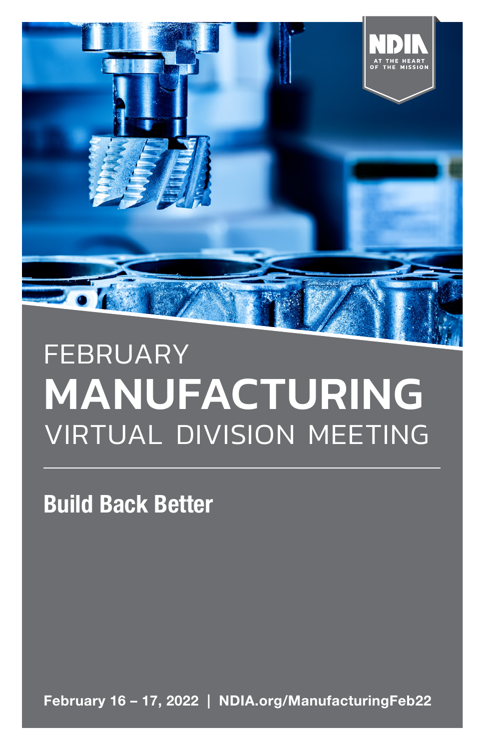NDIA
AT THE HEART OF THE MISSION

# FEBRUARY MANUFACTURING VIRTUAL DIVISION MEETING

## Build Back Better

**February 16 – 17, 2022 | NDIA.org/ManufacturingFeb22**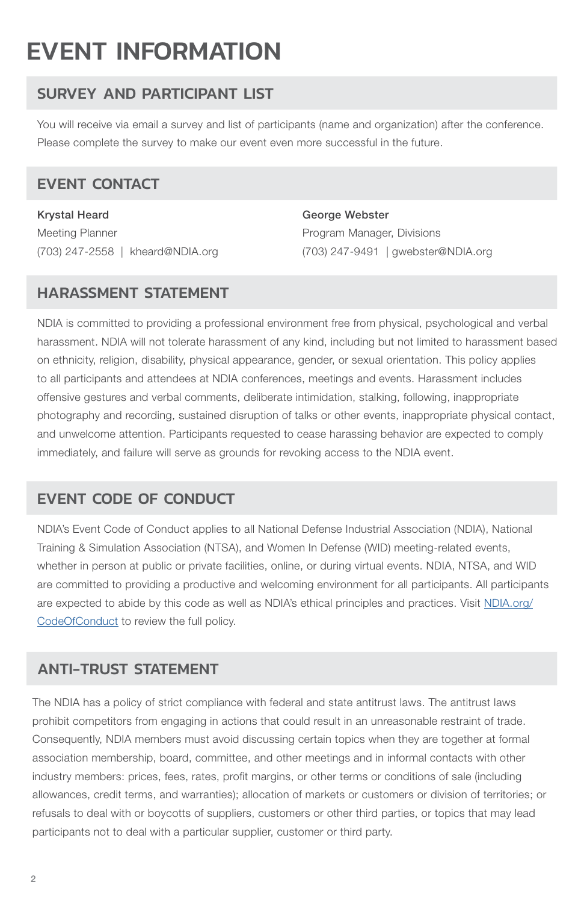# EVENT INFORMATION

## SURVEY AND PARTICIPANT LIST

You will receive via email a survey and list of participants (name and organization) after the conference. Please complete the survey to make our event even more successful in the future.

## EVENT CONTACT

**Krystal Heard**
Meeting Planner
(703) 247-2558 | kheard@NDIA.org

**George Webster**
Program Manager, Divisions
(703) 247-9491 | gwebster@NDIA.org

## HARASSMENT STATEMENT

NDIA is committed to providing a professional environment free from physical, psychological and verbal harassment. NDIA will not tolerate harassment of any kind, including but not limited to harassment based on ethnicity, religion, disability, physical appearance, gender, or sexual orientation. This policy applies to all participants and attendees at NDIA conferences, meetings and events. Harassment includes offensive gestures and verbal comments, deliberate intimidation, stalking, following, inappropriate photography and recording, sustained disruption of talks or other events, inappropriate physical contact, and unwelcome attention. Participants requested to cease harassing behavior are expected to comply immediately, and failure will serve as grounds for revoking access to the NDIA event.

## EVENT CODE OF CONDUCT

NDIA's Event Code of Conduct applies to all National Defense Industrial Association (NDIA), National Training & Simulation Association (NTSA), and Women In Defense (WID) meeting-related events, whether in person at public or private facilities, online, or during virtual events. NDIA, NTSA, and WID are committed to providing a productive and welcoming environment for all participants. All participants are expected to abide by this code as well as NDIA's ethical principles and practices. Visit [NDIA.org/CodeOfConduct](NDIA.org/CodeOfConduct) to review the full policy.

## ANTI-TRUST STATEMENT

The NDIA has a policy of strict compliance with federal and state antitrust laws. The antitrust laws prohibit competitors from engaging in actions that could result in an unreasonable restraint of trade. Consequently, NDIA members must avoid discussing certain topics when they are together at formal association membership, board, committee, and other meetings and in informal contacts with other industry members: prices, fees, rates, profit margins, or other terms or conditions of sale (including allowances, credit terms, and warranties); allocation of markets or customers or division of territories; or refusals to deal with or boycotts of suppliers, customers or other third parties, or topics that may lead participants not to deal with a particular supplier, customer or third party.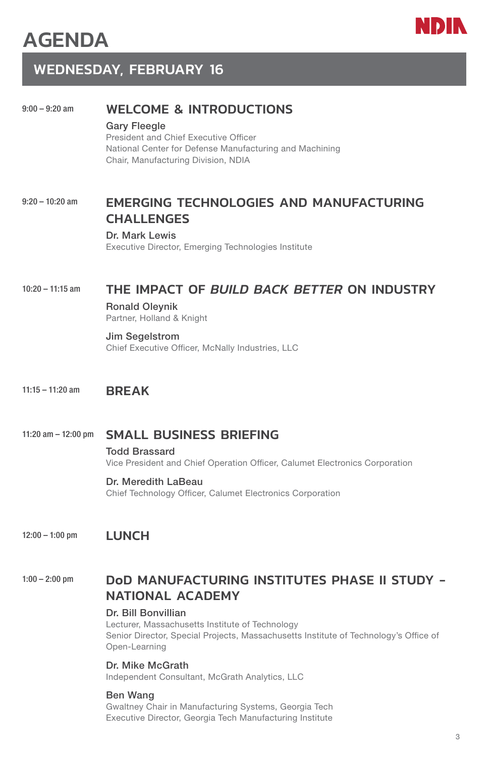# AGENDA

## WEDNESDAY, FEBRUARY 16

**9:00 – 9:20 am**

### WELCOME & INTRODUCTIONS

**Gary Fleegle**
President and Chief Executive Officer
National Center for Defense Manufacturing and Machining
Chair, Manufacturing Division, NDIA

**9:20 – 10:20 am**

### EMERGING TECHNOLOGIES AND MANUFACTURING CHALLENGES

**Dr. Mark Lewis**
Executive Director, Emerging Technologies Institute

**10:20 – 11:15 am**

### THE IMPACT OF *BUILD BACK BETTER* ON INDUSTRY

**Ronald Oleynik**
Partner, Holland & Knight

**Jim Segelstrom**
Chief Executive Officer, McNally Industries, LLC

**11:15 – 11:20 am**

### BREAK

**11:20 am – 12:00 pm**

### SMALL BUSINESS BRIEFING

**Todd Brassard**
Vice President and Chief Operation Officer, Calumet Electronics Corporation

**Dr. Meredith LaBeau**
Chief Technology Officer, Calumet Electronics Corporation

**12:00 – 1:00 pm**

### LUNCH

**1:00 – 2:00 pm**

### DoD MANUFACTURING INSTITUTES PHASE II STUDY – NATIONAL ACADEMY

**Dr. Bill Bonvillian**
Lecturer, Massachusetts Institute of Technology
Senior Director, Special Projects, Massachusetts Institute of Technology's Office of Open-Learning

**Dr. Mike McGrath**
Independent Consultant, McGrath Analytics, LLC

**Ben Wang**
Gwaltney Chair in Manufacturing Systems, Georgia Tech
Executive Director, Georgia Tech Manufacturing Institute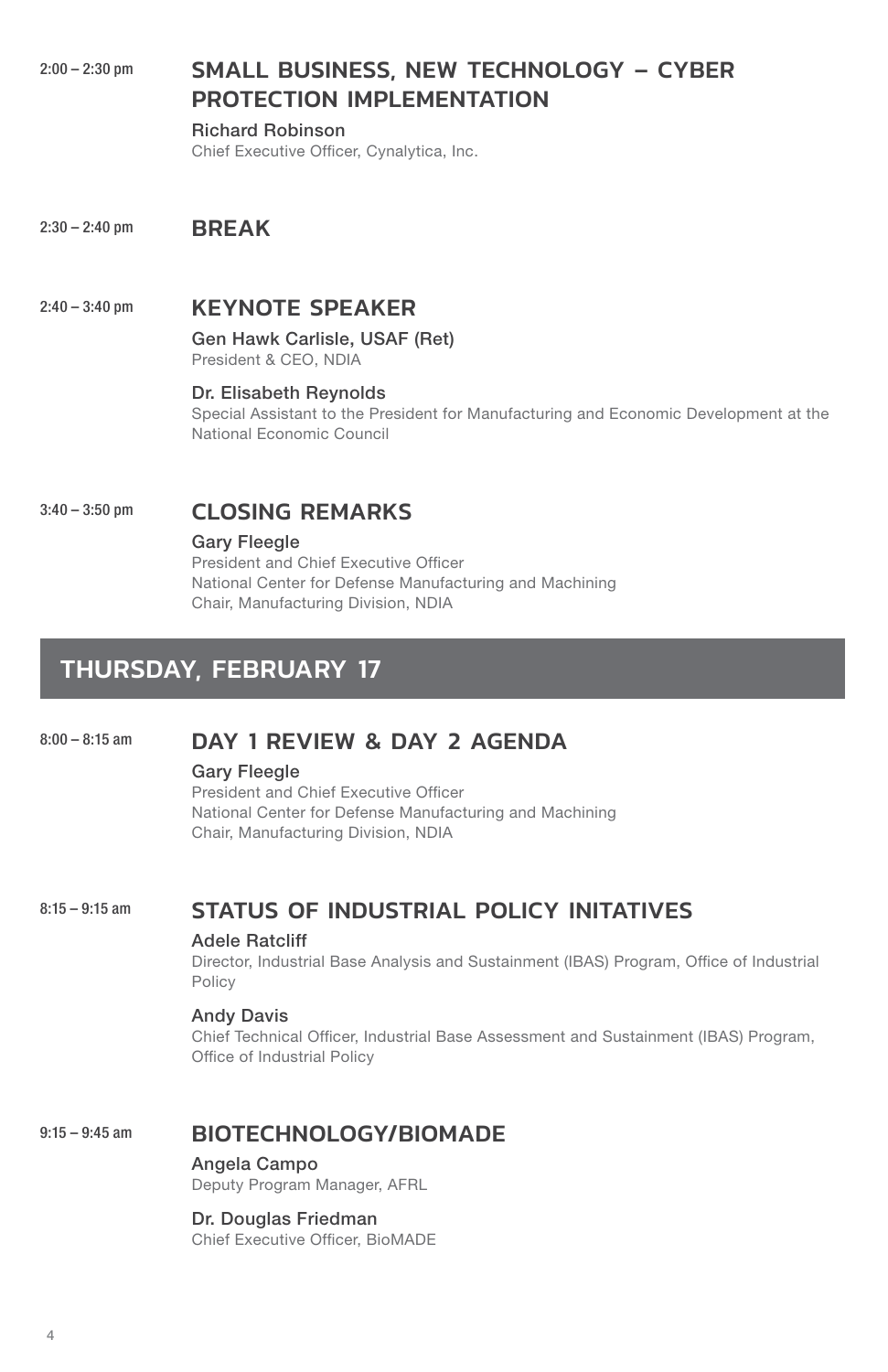2:00 – 2:30 pm

### SMALL BUSINESS, NEW TECHNOLOGY – CYBER PROTECTION IMPLEMENTATION

Richard Robinson
Chief Executive Officer, Cynalytica, Inc.

2:30 – 2:40 pm

### BREAK

2:40 – 3:40 pm

### KEYNOTE SPEAKER

Gen Hawk Carlisle, USAF (Ret)
President & CEO, NDIA

Dr. Elisabeth Reynolds
Special Assistant to the President for Manufacturing and Economic Development at the National Economic Council

3:40 – 3:50 pm

### CLOSING REMARKS

Gary Fleegle
President and Chief Executive Officer
National Center for Defense Manufacturing and Machining
Chair, Manufacturing Division, NDIA

## THURSDAY, FEBRUARY 17

8:00 – 8:15 am

### DAY 1 REVIEW & DAY 2 AGENDA

Gary Fleegle
President and Chief Executive Officer
National Center for Defense Manufacturing and Machining
Chair, Manufacturing Division, NDIA

8:15 – 9:15 am

### STATUS OF INDUSTRIAL POLICY INITATIVES

Adele Ratcliff
Director, Industrial Base Analysis and Sustainment (IBAS) Program, Office of Industrial Policy

Andy Davis
Chief Technical Officer, Industrial Base Assessment and Sustainment (IBAS) Program, Office of Industrial Policy

9:15 – 9:45 am

### BIOTECHNOLOGY/BIOMADE

Angela Campo
Deputy Program Manager, AFRL

Dr. Douglas Friedman
Chief Executive Officer, BioMADE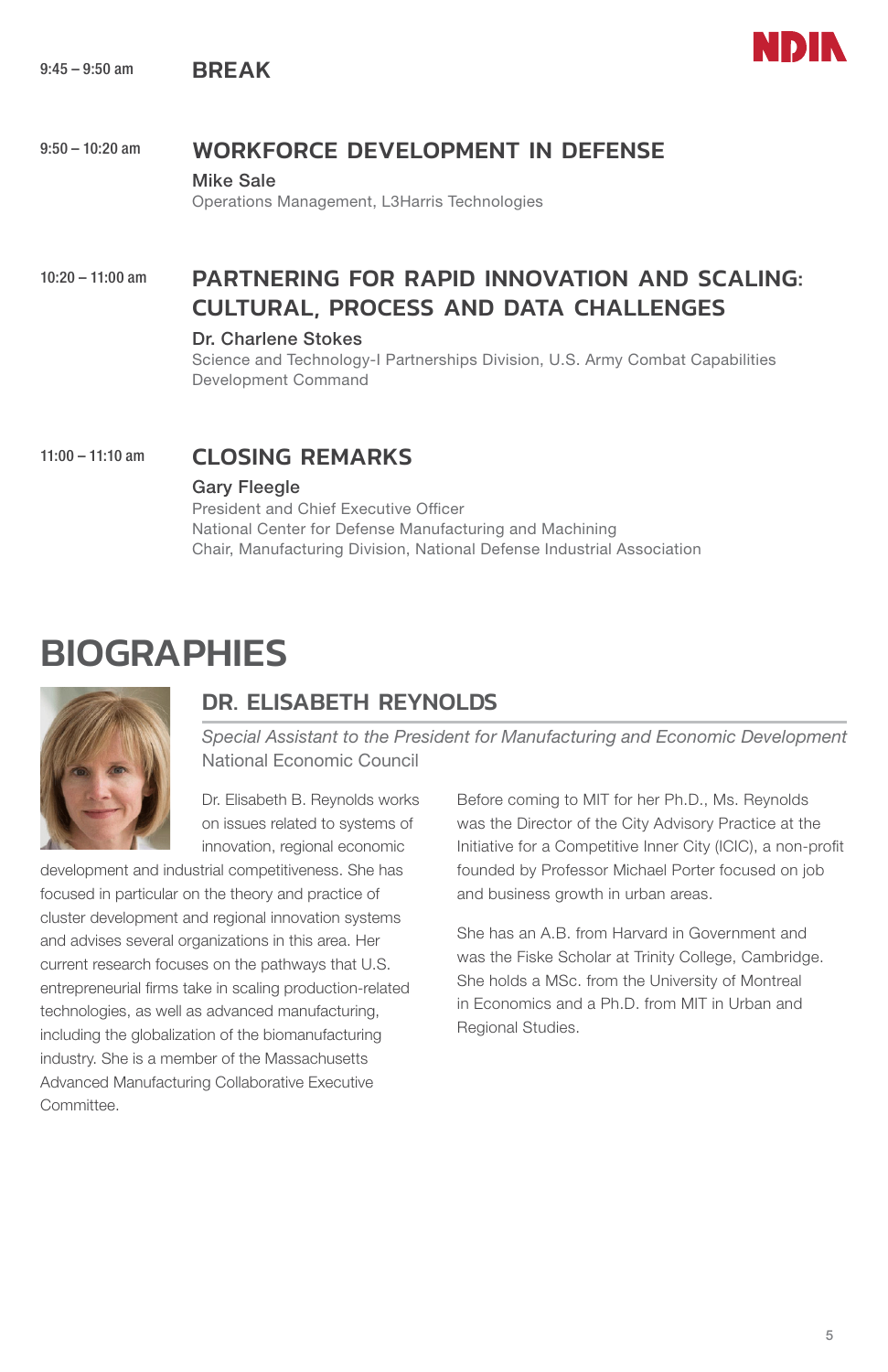9:45 – 9:50 am

## BREAK

9:50 – 10:20 am

## WORKFORCE DEVELOPMENT IN DEFENSE

Mike Sale
Operations Management, L3Harris Technologies

10:20 – 11:00 am

## PARTNERING FOR RAPID INNOVATION AND SCALING: CULTURAL, PROCESS AND DATA CHALLENGES

Dr. Charlene Stokes
Science and Technology-I Partnerships Division, U.S. Army Combat Capabilities Development Command

11:00 – 11:10 am

## CLOSING REMARKS

Gary Fleegle
President and Chief Executive Officer
National Center for Defense Manufacturing and Machining
Chair, Manufacturing Division, National Defense Industrial Association

# BIOGRAPHIES

### DR. ELISABETH REYNOLDS

*Special Assistant to the President for Manufacturing and Economic Development*
National Economic Council

Dr. Elisabeth B. Reynolds works on issues related to systems of innovation, regional economic development and industrial competitiveness. She has focused in particular on the theory and practice of cluster development and regional innovation systems and advises several organizations in this area. Her current research focuses on the pathways that U.S. entrepreneurial firms take in scaling production-related technologies, as well as advanced manufacturing, including the globalization of the biomanufacturing industry. She is a member of the Massachusetts Advanced Manufacturing Collaborative Executive Committee.

Before coming to MIT for her Ph.D., Ms. Reynolds was the Director of the City Advisory Practice at the Initiative for a Competitive Inner City (ICIC), a non-profit founded by Professor Michael Porter focused on job and business growth in urban areas.

She has an A.B. from Harvard in Government and was the Fiske Scholar at Trinity College, Cambridge. She holds a MSc. from the University of Montreal in Economics and a Ph.D. from MIT in Urban and Regional Studies.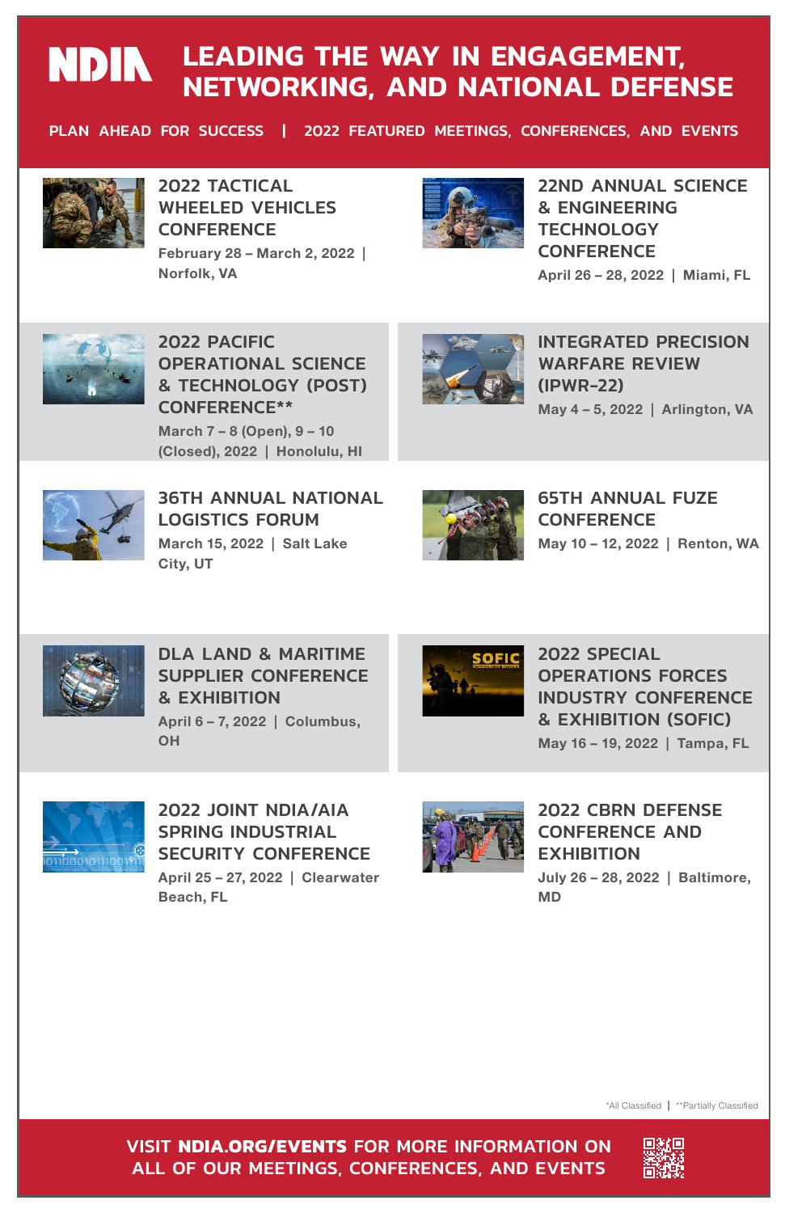# NDIA LEADING THE WAY IN ENGAGEMENT, NETWORKING, AND NATIONAL DEFENSE

PLAN AHEAD FOR SUCCESS | 2022 FEATURED MEETINGS, CONFERENCES, AND EVENTS

### 2022 TACTICAL WHEELED VEHICLES CONFERENCE

February 28 – March 2, 2022 | Norfolk, VA

### 2022 PACIFIC OPERATIONAL SCIENCE & TECHNOLOGY (POST) CONFERENCE**

March 7 – 8 (Open), 9 – 10 (Closed), 2022 | Honolulu, HI

### 36TH ANNUAL NATIONAL LOGISTICS FORUM

March 15, 2022 | Salt Lake City, UT

### DLA LAND & MARITIME SUPPLIER CONFERENCE & EXHIBITION

April 6 – 7, 2022 | Columbus, OH

### 2022 JOINT NDIA/AIA SPRING INDUSTRIAL SECURITY CONFERENCE

April 25 – 27, 2022 | Clearwater Beach, FL

### 22ND ANNUAL SCIENCE & ENGINEERING TECHNOLOGY CONFERENCE

April 26 – 28, 2022 | Miami, FL

### INTEGRATED PRECISION WARFARE REVIEW (IPWR-22)

May 4 – 5, 2022 | Arlington, VA

### 65TH ANNUAL FUZE CONFERENCE

May 10 – 12, 2022 | Renton, WA

### 2022 SPECIAL OPERATIONS FORCES INDUSTRY CONFERENCE & EXHIBITION (SOFIC)

May 16 – 19, 2022 | Tampa, FL

### 2022 CBRN DEFENSE CONFERENCE AND EXHIBITION

July 26 – 28, 2022 | Baltimore, MD

*All Classified | **Partially Classified

VISIT **NDIA.ORG/EVENTS** FOR MORE INFORMATION ON ALL OF OUR MEETINGS, CONFERENCES, AND EVENTS